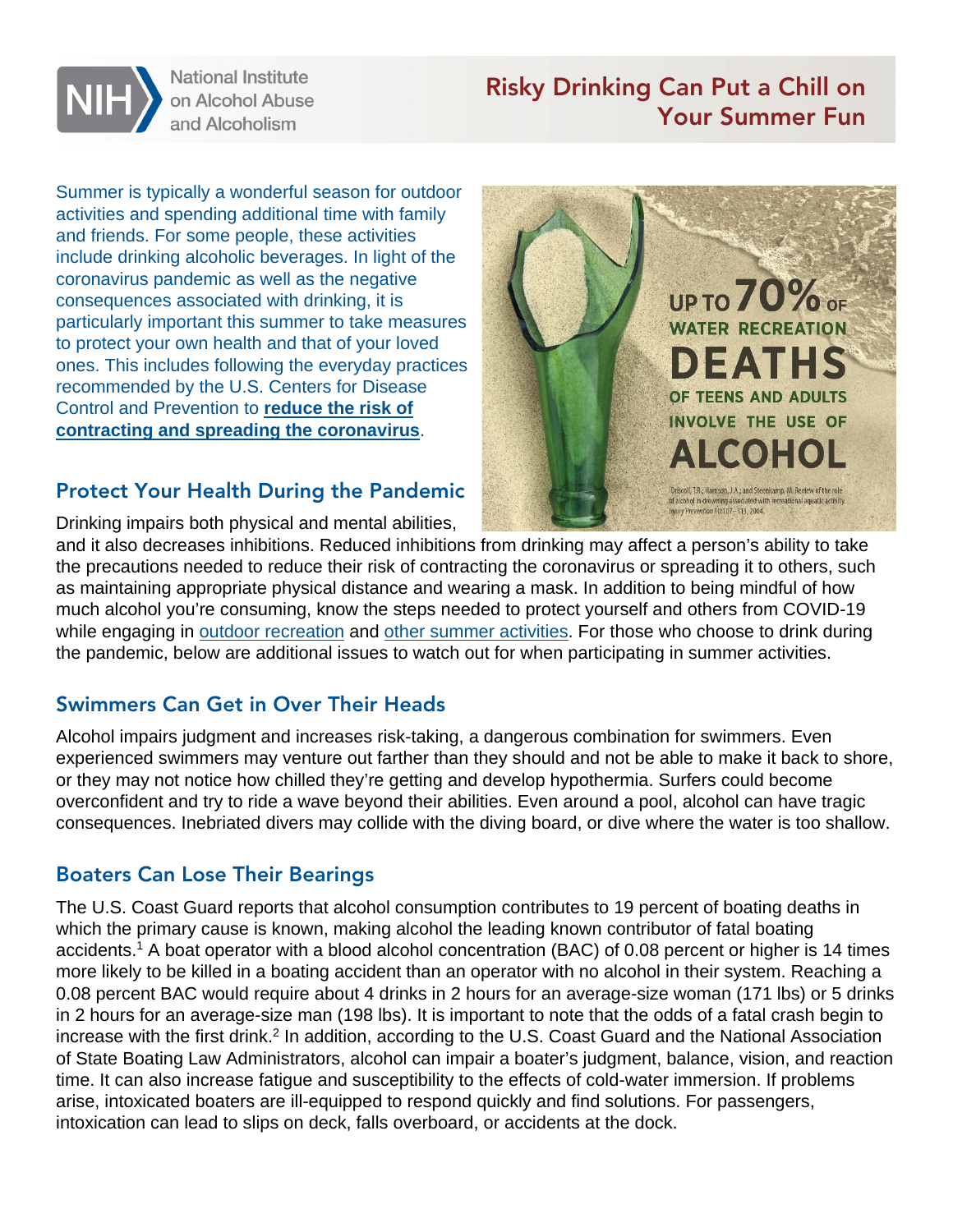National Institute on Alcohol Abuse and Alcoholism

# Risky Drinking Can Put a Chill on Your Summer Fun

Summer is typically a wonderful season for outdoor activities and spending additional time with family and friends. For some people, these activities include drinking alcoholic beverages. In light of the coronavirus pandemic as well as the negative consequences associated with drinking, it is particularly important this summer to take measures to protect your own health and that of your loved ones. This includes following the everyday practices recommended by the U.S. Centers for Disease Control and Prevention to **reduce the risk of contracting and spreading the coronavirus**.

UP TO 70% OF WATER RECREATION DEATHS OF TEENS AND ADULTS INVOLVE THE USE OF ALCOHOL

Driscoll, T.R.; Harrison, J.A.; and Steenkamp, M. Review of the role of alcohol in drowning associated with recreational aquatic activity. *Injury Prevention* 10:107–113, 2004.

## Protect Your Health During the Pandemic

Drinking impairs both physical and mental abilities, and it also decreases inhibitions. Reduced inhibitions from drinking may affect a person's ability to take the precautions needed to reduce their risk of contracting the coronavirus or spreading it to others, such as maintaining appropriate physical distance and wearing a mask. In addition to being mindful of how much alcohol you're consuming, know the steps needed to protect yourself and others from COVID-19 while engaging in outdoor recreation and other summer activities. For those who choose to drink during the pandemic, below are additional issues to watch out for when participating in summer activities.

## Swimmers Can Get in Over Their Heads

Alcohol impairs judgment and increases risk-taking, a dangerous combination for swimmers. Even experienced swimmers may venture out farther than they should and not be able to make it back to shore, or they may not notice how chilled they're getting and develop hypothermia. Surfers could become overconfident and try to ride a wave beyond their abilities. Even around a pool, alcohol can have tragic consequences. Inebriated divers may collide with the diving board, or dive where the water is too shallow.

## Boaters Can Lose Their Bearings

The U.S. Coast Guard reports that alcohol consumption contributes to 19 percent of boating deaths in which the primary cause is known, making alcohol the leading known contributor of fatal boating accidents.[1] A boat operator with a blood alcohol concentration (BAC) of 0.08 percent or higher is 14 times more likely to be killed in a boating accident than an operator with no alcohol in their system. Reaching a 0.08 percent BAC would require about 4 drinks in 2 hours for an average-size woman (171 lbs) or 5 drinks in 2 hours for an average-size man (198 lbs). It is important to note that the odds of a fatal crash begin to increase with the first drink.[2] In addition, according to the U.S. Coast Guard and the National Association of State Boating Law Administrators, alcohol can impair a boater's judgment, balance, vision, and reaction time. It can also increase fatigue and susceptibility to the effects of cold-water immersion. If problems arise, intoxicated boaters are ill-equipped to respond quickly and find solutions. For passengers, intoxication can lead to slips on deck, falls overboard, or accidents at the dock.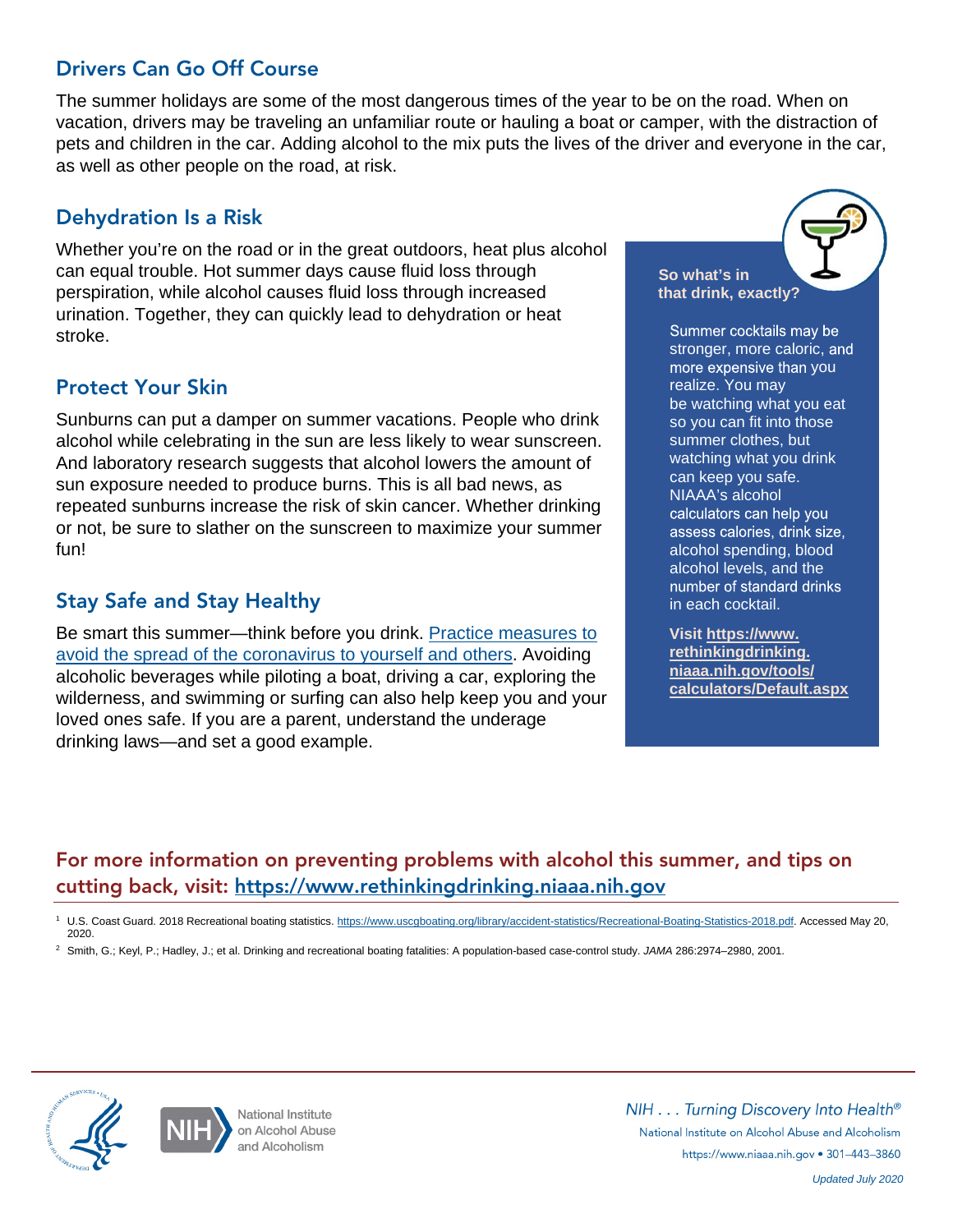## Drivers Can Go Off Course

The summer holidays are some of the most dangerous times of the year to be on the road. When on vacation, drivers may be traveling an unfamiliar route or hauling a boat or camper, with the distraction of pets and children in the car. Adding alcohol to the mix puts the lives of the driver and everyone in the car, as well as other people on the road, at risk.

## Dehydration Is a Risk

Whether you're on the road or in the great outdoors, heat plus alcohol can equal trouble. Hot summer days cause fluid loss through perspiration, while alcohol causes fluid loss through increased urination. Together, they can quickly lead to dehydration or heat stroke.

## Protect Your Skin

Sunburns can put a damper on summer vacations. People who drink alcohol while celebrating in the sun are less likely to wear sunscreen. And laboratory research suggests that alcohol lowers the amount of sun exposure needed to produce burns. This is all bad news, as repeated sunburns increase the risk of skin cancer. Whether drinking or not, be sure to slather on the sunscreen to maximize your summer fun!

## Stay Safe and Stay Healthy

Be smart this summer—think before you drink. Practice measures to avoid the spread of the coronavirus to yourself and others. Avoiding alcoholic beverages while piloting a boat, driving a car, exploring the wilderness, and swimming or surfing can also help keep you and your loved ones safe. If you are a parent, understand the underage drinking laws—and set a good example.

**So what's in that drink, exactly?**

Summer cocktails may be stronger, more caloric, and more expensive than you realize. You may be watching what you eat so you can fit into those summer clothes, but watching what you drink can keep you safe. NIAAA's alcohol calculators can help you assess calories, drink size, alcohol spending, blood alcohol levels, and the number of standard drinks in each cocktail.

**Visit https://www.rethinkingdrinking.niaaa.nih.gov/tools/calculators/Default.aspx**

## For more information on preventing problems with alcohol this summer, and tips on cutting back, visit: https://www.rethinkingdrinking.niaaa.nih.gov

[1] U.S. Coast Guard. 2018 Recreational boating statistics. https://www.uscgboating.org/library/accident-statistics/Recreational-Boating-Statistics-2018.pdf. Accessed May 20, 2020.

[2] Smith, G.; Keyl, P.; Hadley, J.; et al. Drinking and recreational boating fatalities: A population-based case-control study. *JAMA* 286:2974–2980, 2001.

National Institute on Alcohol Abuse and Alcoholism

*NIH . . . Turning Discovery Into Health®*

National Institute on Alcohol Abuse and Alcoholism

https://www.niaaa.nih.gov • 301–443–3860

*Updated July 2020*